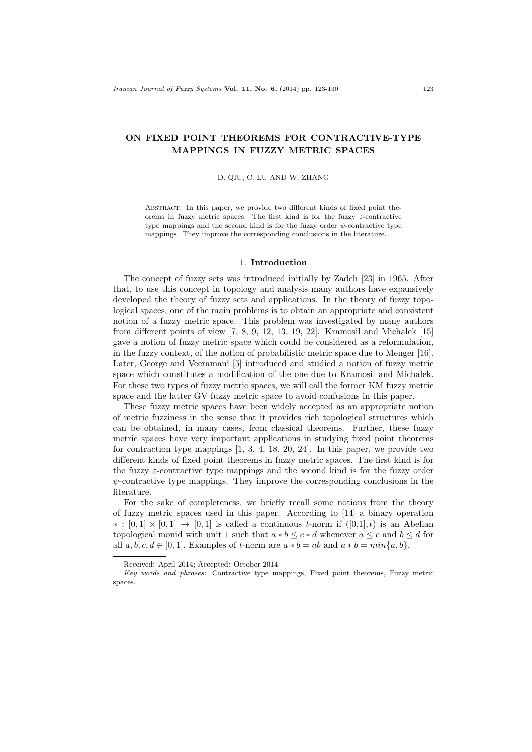# ON FIXED POINT THEOREMS FOR CONTRACTIVE-TYPE MAPPINGS IN FUZZY METRIC SPACES

D. QIU, C. LU AND W. ZHANG

Abstract. In this paper, we provide two different kinds of fixed point theorems in fuzzy metric spaces. The first kind is for the fuzzy $\varepsilon$-contractive type mappings and the second kind is for the fuzzy order $\psi$-contractive type mappings. They improve the corresponding conclusions in the literature.

## 1. Introduction

The concept of fuzzy sets was introduced initially by Zadeh [23] in 1965. After that, to use this concept in topology and analysis many authors have expansively developed the theory of fuzzy sets and applications. In the theory of fuzzy topological spaces, one of the main problems is to obtain an appropriate and consistent notion of a fuzzy metric space. This problem was investigated by many authors from different points of view [7, 8, 9, 12, 13, 19, 22]. Kramosil and Michalek [15] gave a notion of fuzzy metric space which could be considered as a reformulation, in the fuzzy context, of the notion of probabilistic metric space due to Menger [16]. Later, George and Veeramani [5] introduced and studied a notion of fuzzy metric space which constitutes a modification of the one due to Kramosil and Michalek. For these two types of fuzzy metric spaces, we will call the former KM fuzzy metric space and the latter GV fuzzy metric space to avoid confusions in this paper.

These fuzzy metric spaces have been widely accepted as an appropriate notion of metric fuzziness in the sense that it provides rich topological structures which can be obtained, in many cases, from classical theorems. Further, these fuzzy metric spaces have very important applications in studying fixed point theorems for contraction type mappings [1, 3, 4, 18, 20, 24]. In this paper, we provide two different kinds of fixed point theorems in fuzzy metric spaces. The first kind is for the fuzzy $\varepsilon$-contractive type mappings and the second kind is for the fuzzy order $\psi$-contractive type mappings. They improve the corresponding conclusions in the literature.

For the sake of completeness, we briefly recall some notions from the theory of fuzzy metric spaces used in this paper. According to [14] a binary operation $*: [0,1] \times [0,1] \to [0,1]$ is called a continuous $t$-norm if $([0,1],*)$ is an Abelian topological monid with unit 1 such that $a * b \leq c * d$ whenever $a \leq c$ and $b \leq d$ for all $a, b, c, d \in [0,1]$. Examples of $t$-norm are $a * b = ab$ and $a * b = min\{a, b\}$.

Received: April 2014; Accepted: October 2014

*Key words and phrases:* Contractive type mappings, Fixed point theorems, Fuzzy metric spaces.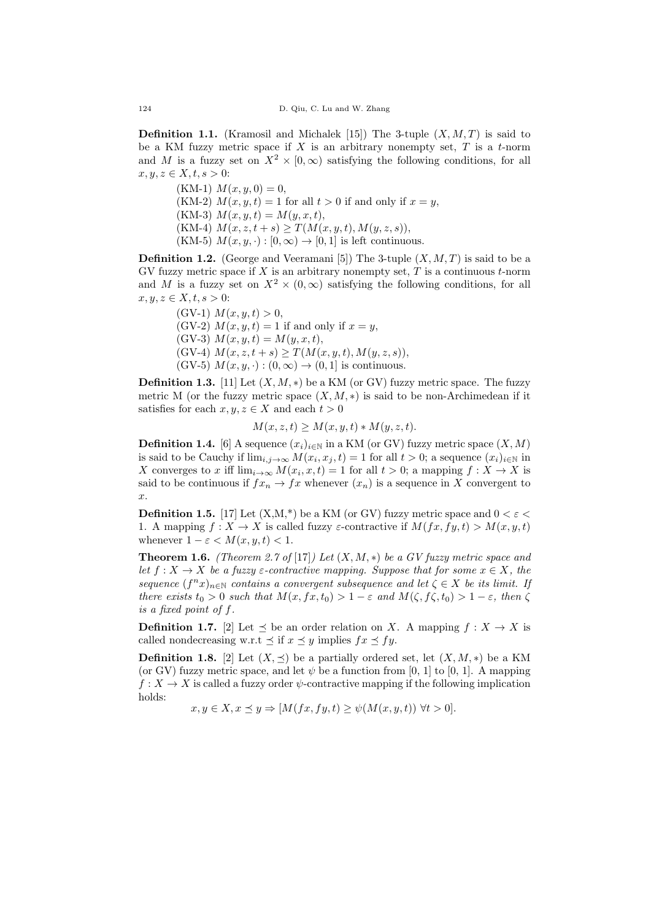**Definition 1.1.** (Kramosil and Michalek [15]) The 3-tuple $(X, M, T)$ is said to be a KM fuzzy metric space if $X$ is an arbitrary nonempty set, $T$ is a $t$-norm and $M$ is a fuzzy set on $X^2 \times [0, \infty)$ satisfying the following conditions, for all $x, y, z \in X, t, s > 0$:

(KM-1) $M(x, y, 0) = 0$,

(KM-2) $M(x, y, t) = 1$ for all $t > 0$ if and only if $x = y$,

(KM-3) $M(x, y, t) = M(y, x, t)$,

(KM-4) $M(x, z, t + s) \geq T(M(x, y, t), M(y, z, s))$,

(KM-5) $M(x, y, \cdot) : [0, \infty) \to [0, 1]$ is left continuous.

**Definition 1.2.** (George and Veeramani [5]) The 3-tuple $(X, M, T)$ is said to be a GV fuzzy metric space if $X$ is an arbitrary nonempty set, $T$ is a continuous $t$-norm and $M$ is a fuzzy set on $X^2 \times (0, \infty)$ satisfying the following conditions, for all $x, y, z \in X, t, s > 0$:

(GV-1) $M(x, y, t) > 0$,

(GV-2) $M(x, y, t) = 1$ if and only if $x = y$,

(GV-3) $M(x, y, t) = M(y, x, t)$,

(GV-4) $M(x, z, t + s) \geq T(M(x, y, t), M(y, z, s))$,

(GV-5) $M(x, y, \cdot) : (0, \infty) \to (0, 1]$ is continuous.

**Definition 1.3.** [11] Let $(X, M, *)$ be a KM (or GV) fuzzy metric space. The fuzzy metric M (or the fuzzy metric space $(X, M, *)$ is said to be non-Archimedean if it satisfies for each $x, y, z \in X$ and each $t > 0$

$$M(x, z, t) \geq M(x, y, t) * M(y, z, t).$$

**Definition 1.4.** [6] A sequence $(x_i)_{i \in \mathbb{N}}$ in a KM (or GV) fuzzy metric space $(X, M)$ is said to be Cauchy if $\lim_{i,j \to \infty} M(x_i, x_j, t) = 1$ for all $t > 0$; a sequence $(x_i)_{i \in \mathbb{N}}$ in $X$ converges to $x$ iff $\lim_{i \to \infty} M(x_i, x, t) = 1$ for all $t > 0$; a mapping $f : X \to X$ is said to be continuous if $fx_n \to fx$ whenever $(x_n)$ is a sequence in $X$ convergent to $x$.

**Definition 1.5.** [17] Let (X,M,*) be a KM (or GV) fuzzy metric space and $0 < \varepsilon < 1$. A mapping $f : X \to X$ is called fuzzy $\varepsilon$-contractive if $M(fx, fy, t) > M(x, y, t)$ whenever $1 - \varepsilon < M(x, y, t) < 1$.

**Theorem 1.6.** *(Theorem 2.7 of* [17]*) Let $(X, M, *)$ be a GV fuzzy metric space and let $f : X \to X$ be a fuzzy $\varepsilon$-contractive mapping. Suppose that for some $x \in X$, the sequence $(f^n x)_{n \in \mathbb{N}}$ contains a convergent subsequence and let $\zeta \in X$ be its limit. If there exists $t_0 > 0$ such that $M(x, fx, t_0) > 1 - \varepsilon$ and $M(\zeta, f\zeta, t_0) > 1 - \varepsilon$, then $\zeta$ is a fixed point of $f$.*

**Definition 1.7.** [2] Let $\preceq$ be an order relation on $X$. A mapping $f : X \to X$ is called nondecreasing w.r.t $\preceq$ if $x \preceq y$ implies $fx \preceq fy$.

**Definition 1.8.** [2] Let $(X, \preceq)$ be a partially ordered set, let $(X, M, *)$ be a KM (or GV) fuzzy metric space, and let $\psi$ be a function from [0, 1] to [0, 1]. A mapping $f : X \to X$ is called a fuzzy order $\psi$-contractive mapping if the following implication holds:

$$x, y \in X, x \preceq y \Rightarrow [M(fx, fy, t) \geq \psi(M(x, y, t)) \ \forall t > 0].$$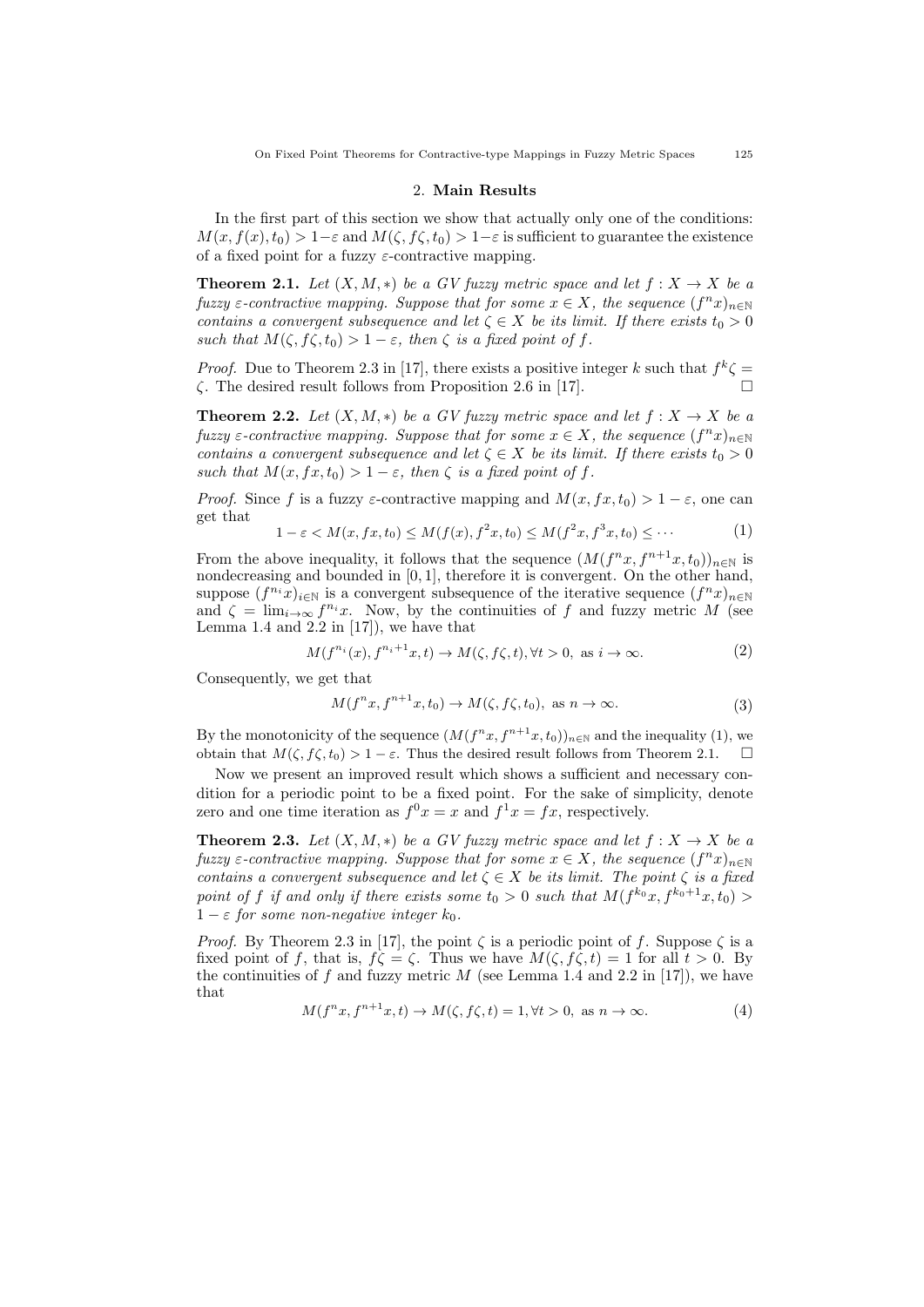## 2. Main Results

In the first part of this section we show that actually only one of the conditions: $M(x, f(x), t_0) > 1-\varepsilon$ and $M(\zeta, f\zeta, t_0) > 1-\varepsilon$ is sufficient to guarantee the existence of a fixed point for a fuzzy $\varepsilon$-contractive mapping.

**Theorem 2.1.** *Let $(X, M, *)$ be a GV fuzzy metric space and let $f : X \to X$ be a fuzzy $\varepsilon$-contractive mapping. Suppose that for some $x \in X$, the sequence $(f^n x)_{n\in\mathbb{N}}$ contains a convergent subsequence and let $\zeta \in X$ be its limit. If there exists $t_0 > 0$ such that $M(\zeta, f\zeta, t_0) > 1 - \varepsilon$, then $\zeta$ is a fixed point of $f$.*

*Proof.* Due to Theorem 2.3 in [17], there exists a positive integer $k$ such that $f^k\zeta = \zeta$. The desired result follows from Proposition 2.6 in [17]. □

**Theorem 2.2.** *Let $(X, M, *)$ be a GV fuzzy metric space and let $f : X \to X$ be a fuzzy $\varepsilon$-contractive mapping. Suppose that for some $x \in X$, the sequence $(f^n x)_{n\in\mathbb{N}}$ contains a convergent subsequence and let $\zeta \in X$ be its limit. If there exists $t_0 > 0$ such that $M(x, fx, t_0) > 1 - \varepsilon$, then $\zeta$ is a fixed point of $f$.*

*Proof.* Since $f$ is a fuzzy $\varepsilon$-contractive mapping and $M(x, fx, t_0) > 1 - \varepsilon$, one can get that

$$1 - \varepsilon < M(x, fx, t_0) \le M(f(x), f^2x, t_0) \le M(f^2x, f^3x, t_0) \le \cdots \tag{1}$$

From the above inequality, it follows that the sequence $(M(f^nx, f^{n+1}x, t_0))_{n\in\mathbb{N}}$ is nondecreasing and bounded in $[0, 1]$, therefore it is convergent. On the other hand, suppose $(f^{n_i}x)_{i\in\mathbb{N}}$ is a convergent subsequence of the iterative sequence $(f^nx)_{n\in\mathbb{N}}$ and $\zeta = \lim_{i\to\infty} f^{n_i}x$. Now, by the continuities of $f$ and fuzzy metric $M$ (see Lemma 1.4 and 2.2 in [17]), we have that

$$M(f^{n_i}(x), f^{n_i+1}x, t) \to M(\zeta, f\zeta, t), \forall t > 0, \text{ as } i \to \infty. \tag{2}$$

Consequently, we get that

$$M(f^nx, f^{n+1}x, t_0) \to M(\zeta, f\zeta, t_0), \text{ as } n \to \infty. \tag{3}$$

By the monotonicity of the sequence $(M(f^nx, f^{n+1}x, t_0))_{n\in\mathbb{N}}$ and the inequality (1), we obtain that $M(\zeta, f\zeta, t_0) > 1 - \varepsilon$. Thus the desired result follows from Theorem 2.1. □

Now we present an improved result which shows a sufficient and necessary condition for a periodic point to be a fixed point. For the sake of simplicity, denote zero and one time iteration as $f^0x = x$ and $f^1x = fx$, respectively.

**Theorem 2.3.** *Let $(X, M, *)$ be a GV fuzzy metric space and let $f : X \to X$ be a fuzzy $\varepsilon$-contractive mapping. Suppose that for some $x \in X$, the sequence $(f^nx)_{n\in\mathbb{N}}$ contains a convergent subsequence and let $\zeta \in X$ be its limit. The point $\zeta$ is a fixed point of $f$ if and only if there exists some $t_0 > 0$ such that $M(f^{k_0}x, f^{k_0+1}x, t_0) > 1 - \varepsilon$ for some non-negative integer $k_0$.*

*Proof.* By Theorem 2.3 in [17], the point $\zeta$ is a periodic point of $f$. Suppose $\zeta$ is a fixed point of $f$, that is, $f\zeta = \zeta$. Thus we have $M(\zeta, f\zeta, t) = 1$ for all $t > 0$. By the continuities of $f$ and fuzzy metric $M$ (see Lemma 1.4 and 2.2 in [17]), we have that

$$M(f^nx, f^{n+1}x, t) \to M(\zeta, f\zeta, t) = 1, \forall t > 0, \text{ as } n \to \infty. \tag{4}$$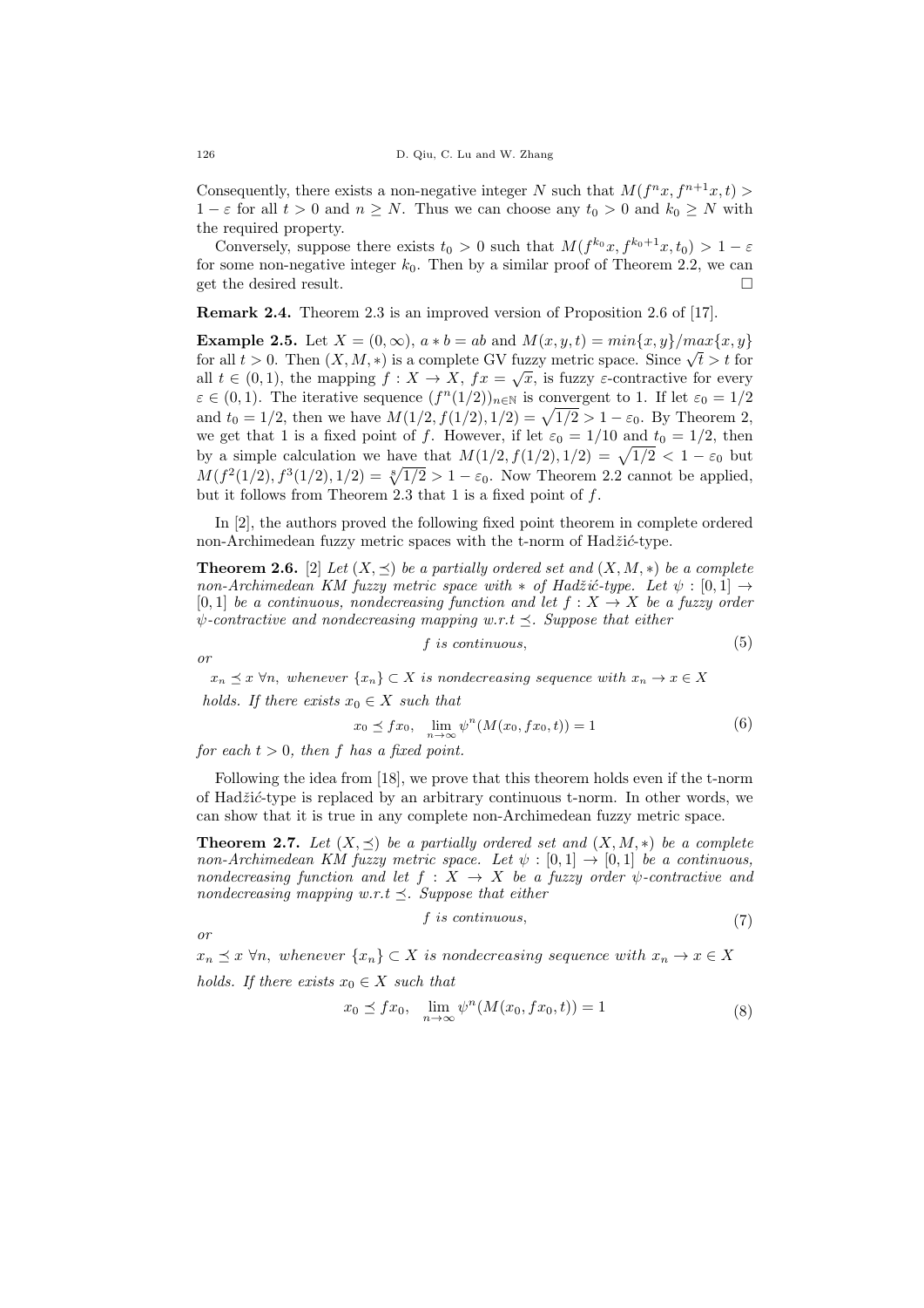Consequently, there exists a non-negative integer $N$ such that $M(f^n x, f^{n+1} x, t) > 1 - \varepsilon$ for all $t > 0$ and $n \geq N$. Thus we can choose any $t_0 > 0$ and $k_0 \geq N$ with the required property.

Conversely, suppose there exists $t_0 > 0$ such that $M(f^{k_0} x, f^{k_0+1} x, t_0) > 1 - \varepsilon$ for some non-negative integer $k_0$. Then by a similar proof of Theorem 2.2, we can get the desired result. $\square$

**Remark 2.4.** Theorem 2.3 is an improved version of Proposition 2.6 of [17].

**Example 2.5.** Let $X = (0, \infty)$, $a * b = ab$ and $M(x, y, t) = min\{x, y\}/max\{x, y\}$ for all $t > 0$. Then $(X, M, *)$ is a complete GV fuzzy metric space. Since $\sqrt{t} > t$ for all $t \in (0, 1)$, the mapping $f : X \to X$, $fx = \sqrt{x}$, is fuzzy $\varepsilon$-contractive for every $\varepsilon \in (0, 1)$. The iterative sequence $(f^n(1/2))_{n \in \mathbb{N}}$ is convergent to 1. If let $\varepsilon_0 = 1/2$ and $t_0 = 1/2$, then we have $M(1/2, f(1/2), 1/2) = \sqrt{1/2} > 1 - \varepsilon_0$. By Theorem 2, we get that 1 is a fixed point of $f$. However, if let $\varepsilon_0 = 1/10$ and $t_0 = 1/2$, then by a simple calculation we have that $M(1/2, f(1/2), 1/2) = \sqrt{1/2} < 1 - \varepsilon_0$ but $M(f^2(1/2), f^3(1/2), 1/2) = \sqrt[8]{1/2} > 1 - \varepsilon_0$. Now Theorem 2.2 cannot be applied, but it follows from Theorem 2.3 that 1 is a fixed point of $f$.

In [2], the authors proved the following fixed point theorem in complete ordered non-Archimedean fuzzy metric spaces with the t-norm of Hadžić-type.

**Theorem 2.6.** [2] *Let $(X, \preceq)$ be a partially ordered set and $(X, M, *)$ be a complete non-Archimedean KM fuzzy metric space with $*$ of Hadžić-type. Let $\psi : [0, 1] \to [0, 1]$ be a continuous, nondecreasing function and let $f : X \to X$ be a fuzzy order $\psi$-contractive and nondecreasing mapping w.r.t $\preceq$. Suppose that either*

$$f \text{ is continuous}, \tag{5}$$

*or*

$x_n \preceq x \ \forall n$, *whenever $\{x_n\} \subset X$ is nondecreasing sequence with $x_n \to x \in X$*

*holds. If there exists $x_0 \in X$ such that*

$$x_0 \preceq fx_0, \quad \lim_{n \to \infty} \psi^n(M(x_0, fx_0, t)) = 1 \tag{6}$$

*for each $t > 0$, then $f$ has a fixed point.*

Following the idea from [18], we prove that this theorem holds even if the t-norm of Hadžić-type is replaced by an arbitrary continuous t-norm. In other words, we can show that it is true in any complete non-Archimedean fuzzy metric space.

**Theorem 2.7.** *Let $(X, \preceq)$ be a partially ordered set and $(X, M, *)$ be a complete non-Archimedean KM fuzzy metric space. Let $\psi : [0, 1] \to [0, 1]$ be a continuous, nondecreasing function and let $f : X \to X$ be a fuzzy order $\psi$-contractive and nondecreasing mapping w.r.t $\preceq$. Suppose that either*

$$f \text{ is continuous}, \tag{7}$$

*or*

$x_n \preceq x \ \forall n$, *whenever $\{x_n\} \subset X$ is nondecreasing sequence with $x_n \to x \in X$*

*holds. If there exists $x_0 \in X$ such that*

$$x_0 \preceq fx_0, \quad \lim_{n \to \infty} \psi^n(M(x_0, fx_0, t)) = 1 \tag{8}$$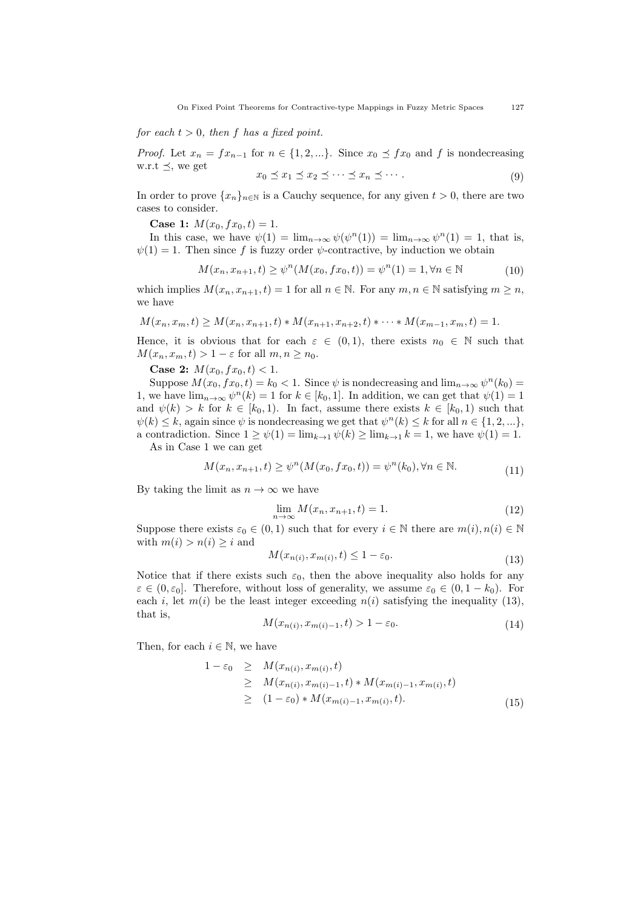*for each $t > 0$, then $f$ has a fixed point.*

*Proof.* Let $x_n = fx_{n-1}$ for $n \in \{1, 2, ...\}$. Since $x_0 \preceq fx_0$ and $f$ is nondecreasing w.r.t $\preceq$, we get

$$x_0 \preceq x_1 \preceq x_2 \preceq \cdots \preceq x_n \preceq \cdots. \tag{9}$$

In order to prove $\{x_n\}_{n\in\mathbb{N}}$ is a Cauchy sequence, for any given $t > 0$, there are two cases to consider.

**Case 1:** $M(x_0, fx_0, t) = 1$.

In this case, we have $\psi(1) = \lim_{n\to\infty} \psi(\psi^n(1)) = \lim_{n\to\infty} \psi^n(1) = 1$, that is, $\psi(1) = 1$. Then since $f$ is fuzzy order $\psi$-contractive, by induction we obtain

$$M(x_n, x_{n+1}, t) \geq \psi^n(M(x_0, fx_0, t)) = \psi^n(1) = 1, \forall n \in \mathbb{N} \tag{10}$$

which implies $M(x_n, x_{n+1}, t) = 1$ for all $n \in \mathbb{N}$. For any $m, n \in \mathbb{N}$ satisfying $m \geq n$, we have

$$M(x_n, x_m, t) \geq M(x_n, x_{n+1}, t) * M(x_{n+1}, x_{n+2}, t) * \cdots * M(x_{m-1}, x_m, t) = 1.$$

Hence, it is obvious that for each $\varepsilon \in (0, 1)$, there exists $n_0 \in \mathbb{N}$ such that $M(x_n, x_m, t) > 1 - \varepsilon$ for all $m, n \geq n_0$.

**Case 2:** $M(x_0, fx_0, t) < 1$.

Suppose $M(x_0, fx_0, t) = k_0 < 1$. Since $\psi$ is nondecreasing and $\lim_{n\to\infty} \psi^n(k_0) = 1$, we have $\lim_{n\to\infty} \psi^n(k) = 1$ for $k \in [k_0, 1]$. In addition, we can get that $\psi(1) = 1$ and $\psi(k) > k$ for $k \in [k_0, 1)$. In fact, assume there exists $k \in [k_0, 1)$ such that $\psi(k) \leq k$, again since $\psi$ is nondecreasing we get that $\psi^n(k) \leq k$ for all $n \in \{1, 2, ...\}$, a contradiction. Since $1 \geq \psi(1) = \lim_{k\to 1} \psi(k) \geq \lim_{k\to 1} k = 1$, we have $\psi(1) = 1$.

As in Case 1 we can get

$$M(x_n, x_{n+1}, t) \geq \psi^n(M(x_0, fx_0, t)) = \psi^n(k_0), \forall n \in \mathbb{N}. \tag{11}$$

By taking the limit as $n \to \infty$ we have

$$\lim_{n\to\infty} M(x_n, x_{n+1}, t) = 1. \tag{12}$$

Suppose there exists $\varepsilon_0 \in (0, 1)$ such that for every $i \in \mathbb{N}$ there are $m(i), n(i) \in \mathbb{N}$ with $m(i) > n(i) \geq i$ and

$$M(x_{n(i)}, x_{m(i)}, t) \leq 1 - \varepsilon_0. \tag{13}$$

Notice that if there exists such $\varepsilon_0$, then the above inequality also holds for any $\varepsilon \in (0, \varepsilon_0]$. Therefore, without loss of generality, we assume $\varepsilon_0 \in (0, 1 - k_0)$. For each $i$, let $m(i)$ be the least integer exceeding $n(i)$ satisfying the inequality (13), that is,

$$M(x_{n(i)}, x_{m(i)-1}, t) > 1 - \varepsilon_0. \tag{14}$$

Then, for each $i \in \mathbb{N}$, we have

$$\begin{aligned} 1 - \varepsilon_0 &\geq M(x_{n(i)}, x_{m(i)}, t) \\ &\geq M(x_{n(i)}, x_{m(i)-1}, t) * M(x_{m(i)-1}, x_{m(i)}, t) \\ &\geq (1 - \varepsilon_0) * M(x_{m(i)-1}, x_{m(i)}, t). \end{aligned} \tag{15}$$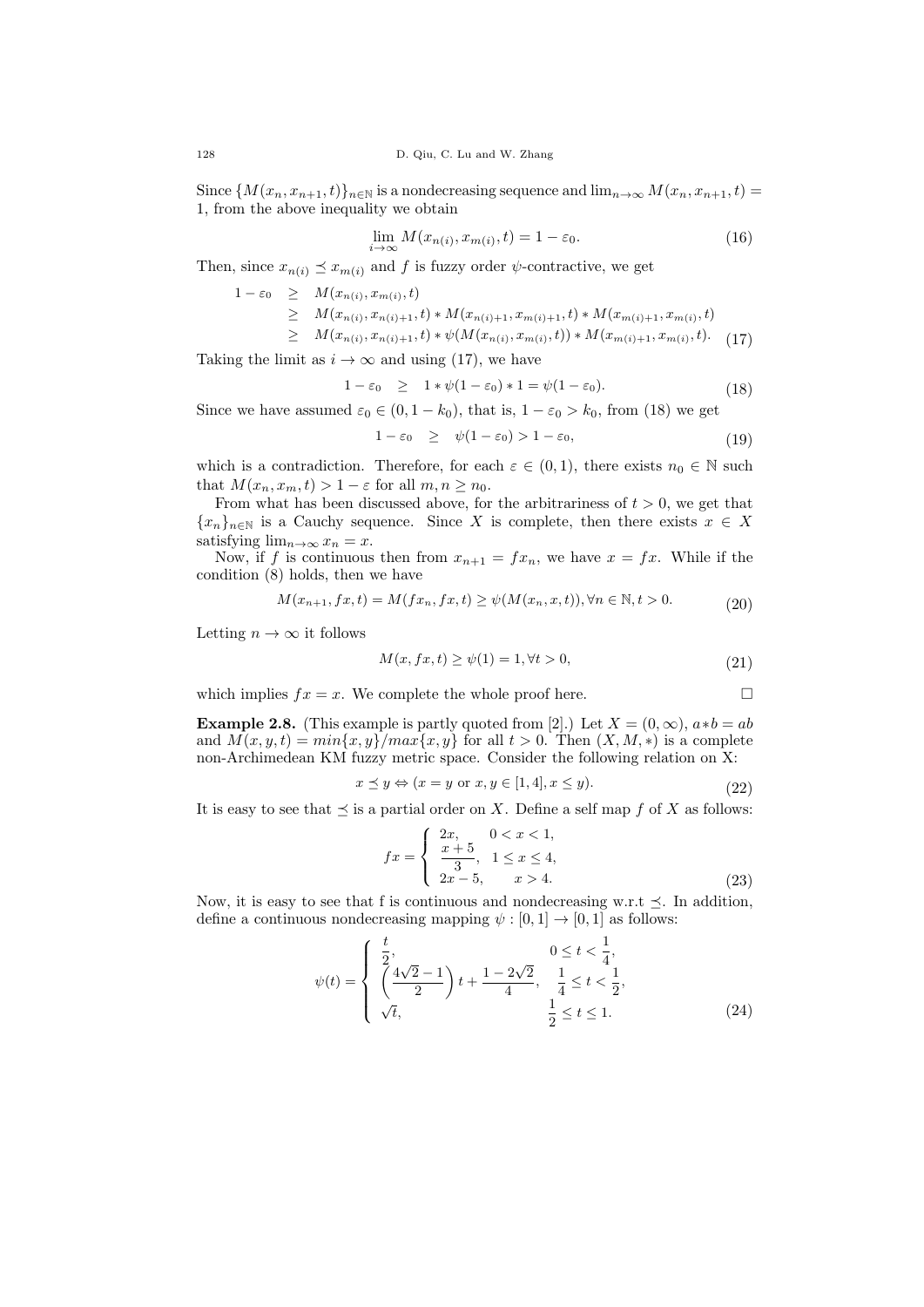Since $\{M(x_n, x_{n+1}, t)\}_{n\in\mathbb{N}}$ is a nondecreasing sequence and $\lim_{n\to\infty} M(x_n, x_{n+1}, t) = 1$, from the above inequality we obtain

$$\lim_{i\to\infty} M(x_{n(i)}, x_{m(i)}, t) = 1 - \varepsilon_0. \tag{16}$$

Then, since $x_{n(i)} \preceq x_{m(i)}$ and $f$ is fuzzy order $\psi$-contractive, we get

$$\begin{aligned}
1 - \varepsilon_0 &\geq M(x_{n(i)}, x_{m(i)}, t) \\
&\geq M(x_{n(i)}, x_{n(i)+1}, t) * M(x_{n(i)+1}, x_{m(i)+1}, t) * M(x_{m(i)+1}, x_{m(i)}, t) \\
&\geq M(x_{n(i)}, x_{n(i)+1}, t) * \psi(M(x_{n(i)}, x_{m(i)}, t)) * M(x_{m(i)+1}, x_{m(i)}, t).
\end{aligned} \tag{17}$$

Taking the limit as $i \to \infty$ and using (17), we have

$$1 - \varepsilon_0 \quad \geq \quad 1 * \psi(1 - \varepsilon_0) * 1 = \psi(1 - \varepsilon_0). \tag{18}$$

Since we have assumed $\varepsilon_0 \in (0, 1 - k_0)$, that is, $1 - \varepsilon_0 > k_0$, from (18) we get

$$1 - \varepsilon_0 \quad \geq \quad \psi(1 - \varepsilon_0) > 1 - \varepsilon_0, \tag{19}$$

which is a contradiction. Therefore, for each $\varepsilon \in (0, 1)$, there exists $n_0 \in \mathbb{N}$ such that $M(x_n, x_m, t) > 1 - \varepsilon$ for all $m, n \geq n_0$.

From what has been discussed above, for the arbitrariness of $t > 0$, we get that $\{x_n\}_{n\in\mathbb{N}}$ is a Cauchy sequence. Since $X$ is complete, then there exists $x \in X$ satisfying $\lim_{n\to\infty} x_n = x$.

Now, if $f$ is continuous then from $x_{n+1} = fx_n$, we have $x = fx$. While if the condition (8) holds, then we have

$$M(x_{n+1}, fx, t) = M(fx_n, fx, t) \geq \psi(M(x_n, x, t)), \forall n \in \mathbb{N}, t > 0. \tag{20}$$

Letting $n \to \infty$ it follows

$$M(x, fx, t) \geq \psi(1) = 1, \forall t > 0, \tag{21}$$

which implies $fx = x$. We complete the whole proof here. □

**Example 2.8.** (This example is partly quoted from [2].) Let $X = (0, \infty)$, $a*b = ab$ and $M(x, y, t) = min\{x, y\}/max\{x, y\}$ for all $t > 0$. Then $(X, M, *)$ is a complete non-Archimedean KM fuzzy metric space. Consider the following relation on X:

$$x \preceq y \Leftrightarrow (x = y \text{ or } x, y \in [1, 4], x \leq y). \tag{22}$$

It is easy to see that $\preceq$ is a partial order on $X$. Define a self map $f$ of $X$ as follows:

$$fx = \begin{cases} 2x, & 0 < x < 1, \\ \dfrac{x+5}{3}, & 1 \leq x \leq 4, \\ 2x - 5, & x > 4. \end{cases} \tag{23}$$

Now, it is easy to see that f is continuous and nondecreasing w.r.t $\preceq$. In addition, define a continuous nondecreasing mapping $\psi : [0, 1] \to [0, 1]$ as follows:

$$\psi(t) = \begin{cases} \dfrac{t}{2}, & 0 \leq t < \dfrac{1}{4}, \\ \left(\dfrac{4\sqrt{2} - 1}{2}\right) t + \dfrac{1 - 2\sqrt{2}}{4}, & \dfrac{1}{4} \leq t < \dfrac{1}{2}, \\ \sqrt{t}, & \dfrac{1}{2} \leq t \leq 1. \end{cases} \tag{24}$$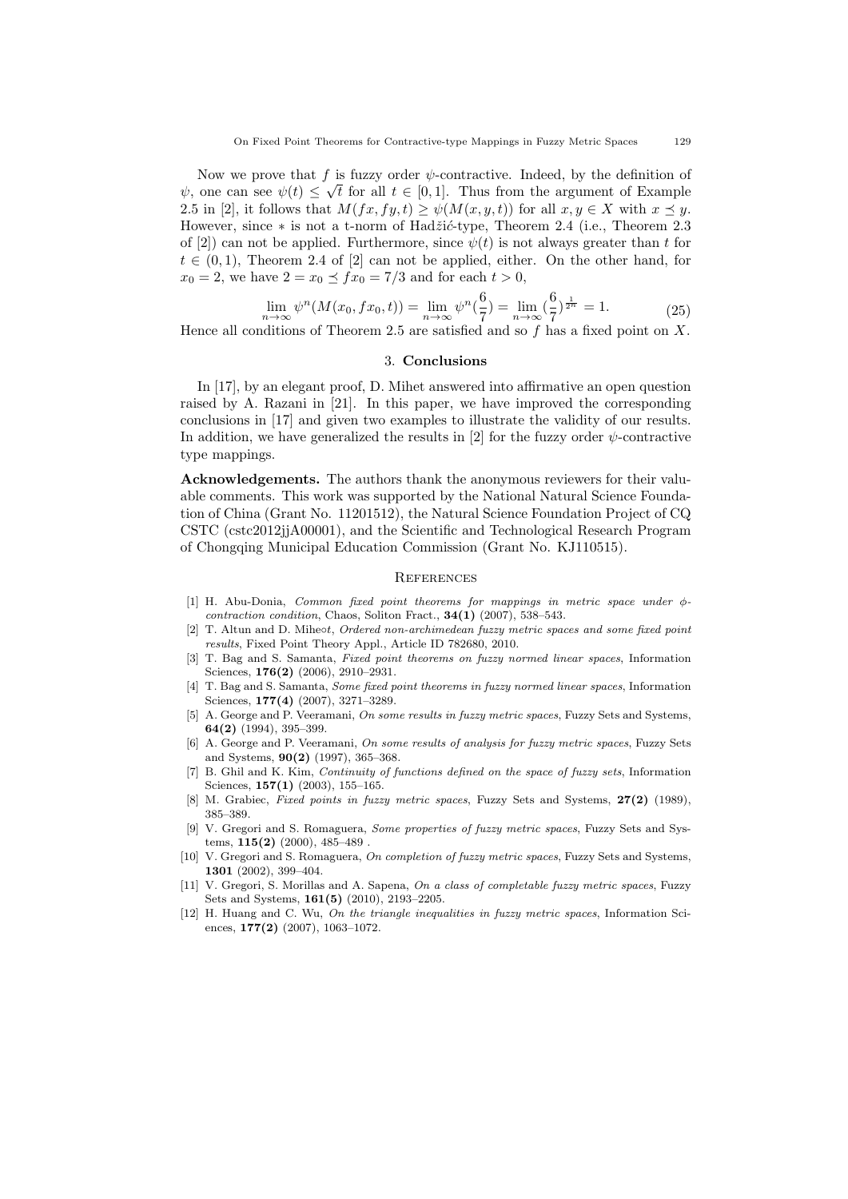Now we prove that $f$ is fuzzy order $\psi$-contractive. Indeed, by the definition of $\psi$, one can see $\psi(t) \leq \sqrt{t}$ for all $t \in [0,1]$. Thus from the argument of Example 2.5 in [2], it follows that $M(fx, fy, t) \geq \psi(M(x, y, t))$ for all $x, y \in X$ with $x \preceq y$. However, since $*$ is not a t-norm of Hadžić-type, Theorem 2.4 (i.e., Theorem 2.3 of [2]) can not be applied. Furthermore, since $\psi(t)$ is not always greater than $t$ for $t \in (0,1)$, Theorem 2.4 of [2] can not be applied, either. On the other hand, for $x_0 = 2$, we have $2 = x_0 \preceq fx_0 = 7/3$ and for each $t > 0$,

$$\lim_{n\to\infty} \psi^n(M(x_0, fx_0, t)) = \lim_{n\to\infty} \psi^n(\frac{6}{7}) = \lim_{n\to\infty} (\frac{6}{7})^{\frac{1}{2^n}} = 1. \tag{25}$$

Hence all conditions of Theorem 2.5 are satisfied and so $f$ has a fixed point on $X$.

## 3. Conclusions

In [17], by an elegant proof, D. Mihet answered into affirmative an open question raised by A. Razani in [21]. In this paper, we have improved the corresponding conclusions in [17] and given two examples to illustrate the validity of our results. In addition, we have generalized the results in [2] for the fuzzy order $\psi$-contractive type mappings.

**Acknowledgements.** The authors thank the anonymous reviewers for their valuable comments. This work was supported by the National Natural Science Foundation of China (Grant No. 11201512), the Natural Science Foundation Project of CQ CSTC (cstc2012jjA00001), and the Scientific and Technological Research Program of Chongqing Municipal Education Commission (Grant No. KJ110515).

## References

[1] H. Abu-Donia, *Common fixed point theorems for mappings in metric space under $\phi$-contraction condition*, Chaos, Soliton Fract., **34(1)** (2007), 538–543.

[2] T. Altun and D. Miheot, *Ordered non-archimedean fuzzy metric spaces and some fixed point results*, Fixed Point Theory Appl., Article ID 782680, 2010.

[3] T. Bag and S. Samanta, *Fixed point theorems on fuzzy normed linear spaces*, Information Sciences, **176(2)** (2006), 2910–2931.

[4] T. Bag and S. Samanta, *Some fixed point theorems in fuzzy normed linear spaces*, Information Sciences, **177(4)** (2007), 3271–3289.

[5] A. George and P. Veeramani, *On some results in fuzzy metric spaces*, Fuzzy Sets and Systems, **64(2)** (1994), 395–399.

[6] A. George and P. Veeramani, *On some results of analysis for fuzzy metric spaces*, Fuzzy Sets and Systems, **90(2)** (1997), 365–368.

[7] B. Ghil and K. Kim, *Continuity of functions defined on the space of fuzzy sets*, Information Sciences, **157(1)** (2003), 155–165.

[8] M. Grabiec, *Fixed points in fuzzy metric spaces*, Fuzzy Sets and Systems, **27(2)** (1989), 385–389.

[9] V. Gregori and S. Romaguera, *Some properties of fuzzy metric spaces*, Fuzzy Sets and Systems, **115(2)** (2000), 485–489 .

[10] V. Gregori and S. Romaguera, *On completion of fuzzy metric spaces*, Fuzzy Sets and Systems, **1301** (2002), 399–404.

[11] V. Gregori, S. Morillas and A. Sapena, *On a class of completable fuzzy metric spaces*, Fuzzy Sets and Systems, **161(5)** (2010), 2193–2205.

[12] H. Huang and C. Wu, *On the triangle inequalities in fuzzy metric spaces*, Information Sciences, **177(2)** (2007), 1063–1072.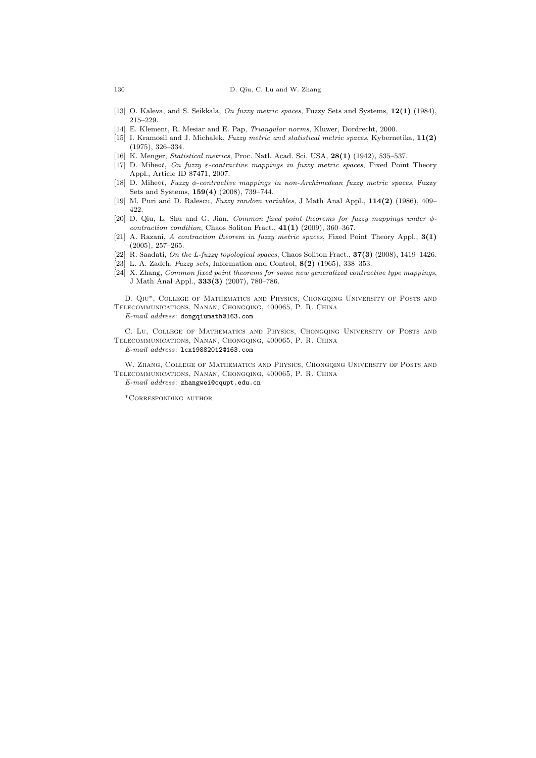[13] O. Kaleva, and S. Seikkala, *On fuzzy metric spaces*, Fuzzy Sets and Systems, **12(1)** (1984), 215–229.

[14] E. Klement, R. Mesiar and E. Pap, *Triangular norms*, Kluwer, Dordrecht, 2000.

[15] I. Kramosil and J. Michalek, *Fuzzy metric and statistical metric spaces*, Kybernetika, **11(2)** (1975), 326–334.

[16] K. Menger, *Statistical metrics*, Proc. Natl. Acad. Sci. USA, **28(1)** (1942), 535–537.

[17] D. Miheϕt, *On fuzzy $\varepsilon$-contractive mappings in fuzzy metric spaces*, Fixed Point Theory Appl., Article ID 87471, 2007.

[18] D. Miheϕt, *Fuzzy $\phi$-contractive mappings in non-Archimedean fuzzy metric spaces*, Fuzzy Sets and Systems, **159(4)** (2008), 739–744.

[19] M. Puri and D. Ralescu, *Fuzzy random variables*, J Math Anal Appl., **114(2)** (1986), 409–422.

[20] D. Qiu, L. Shu and G. Jian, *Common fixed point theorems for fuzzy mappings under $\phi$-contraction condition*, Chaos Soliton Fract., **41(1)** (2009), 360–367.

[21] A. Razani, *A contraction theorem in fuzzy metric spaces*, Fixed Point Theory Appl., **3(1)** (2005), 257–265.

[22] R. Saadati, *On the L-fuzzy topological spaces*, Chaos Soliton Fract., **37(3)** (2008), 1419–1426.

[23] L. A. Zadeh, *Fuzzy sets*, Information and Control, **8(2)** (1965), 338–353.

[24] X. Zhang, *Common fixed point theorems for some new generalized contractive type mappings*, J Math Anal Appl., **333(3)** (2007), 780–786.

D. Qiu*, College of Mathematics and Physics, Chongqing University of Posts and Telecommunications, Nanan, Chongqing, 400065, P. R. China
*E-mail address*: dongqiumath@163.com

C. Lu, College of Mathematics and Physics, Chongqing University of Posts and Telecommunications, Nanan, Chongqing, 400065, P. R. China
*E-mail address*: lcx19882012@163.com

W. Zhang, College of Mathematics and Physics, Chongqing University of Posts and Telecommunications, Nanan, Chongqing, 400065, P. R. China
*E-mail address*: zhangwei@cqupt.edu.cn

*Corresponding author